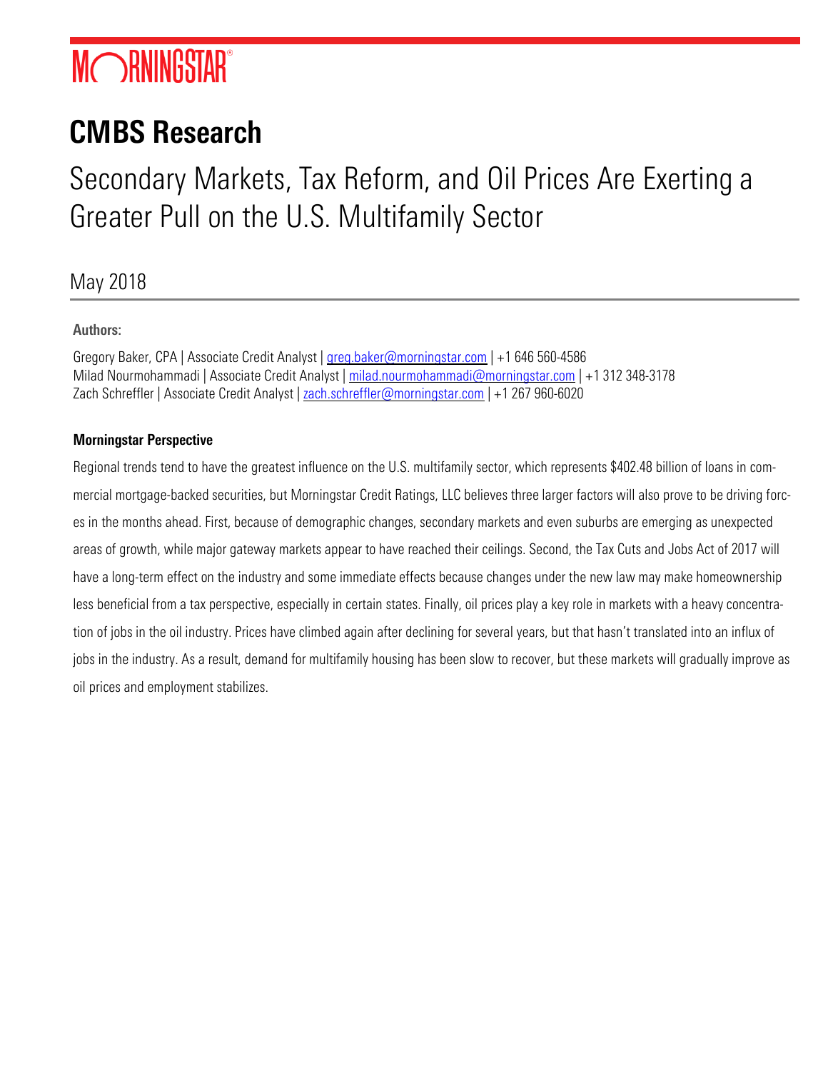MORNINGSTAR®

# CMBS Research

## Secondary Markets, Tax Reform, and Oil Prices Are Exerting a Greater Pull on the U.S. Multifamily Sector

May 2018

**Authors:**

Gregory Baker, CPA | Associate Credit Analyst | greg.baker@morningstar.com | +1 646 560-4586
Milad Nourmohammadi | Associate Credit Analyst | milad.nourmohammadi@morningstar.com | +1 312 348-3178
Zach Schreffler | Associate Credit Analyst | zach.schreffler@morningstar.com | +1 267 960-6020

**Morningstar Perspective**

Regional trends tend to have the greatest influence on the U.S. multifamily sector, which represents $402.48 billion of loans in commercial mortgage-backed securities, but Morningstar Credit Ratings, LLC believes three larger factors will also prove to be driving forces in the months ahead. First, because of demographic changes, secondary markets and even suburbs are emerging as unexpected areas of growth, while major gateway markets appear to have reached their ceilings. Second, the Tax Cuts and Jobs Act of 2017 will have a long-term effect on the industry and some immediate effects because changes under the new law may make homeownership less beneficial from a tax perspective, especially in certain states. Finally, oil prices play a key role in markets with a heavy concentration of jobs in the oil industry. Prices have climbed again after declining for several years, but that hasn't translated into an influx of jobs in the industry. As a result, demand for multifamily housing has been slow to recover, but these markets will gradually improve as oil prices and employment stabilizes.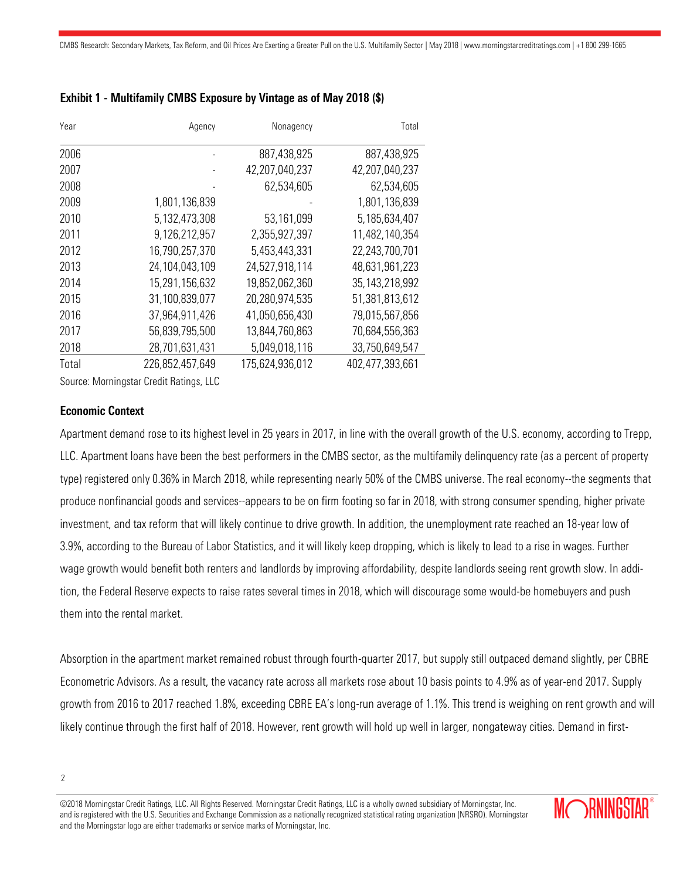**Exhibit 1 - Multifamily CMBS Exposure by Vintage as of May 2018 ($)**

| Year | Agency | Nonagency | Total |
|---|---|---|---|
| 2006 | - | 887,438,925 | 887,438,925 |
| 2007 | - | 42,207,040,237 | 42,207,040,237 |
| 2008 | - | 62,534,605 | 62,534,605 |
| 2009 | 1,801,136,839 | - | 1,801,136,839 |
| 2010 | 5,132,473,308 | 53,161,099 | 5,185,634,407 |
| 2011 | 9,126,212,957 | 2,355,927,397 | 11,482,140,354 |
| 2012 | 16,790,257,370 | 5,453,443,331 | 22,243,700,701 |
| 2013 | 24,104,043,109 | 24,527,918,114 | 48,631,961,223 |
| 2014 | 15,291,156,632 | 19,852,062,360 | 35,143,218,992 |
| 2015 | 31,100,839,077 | 20,280,974,535 | 51,381,813,612 |
| 2016 | 37,964,911,426 | 41,050,656,430 | 79,015,567,856 |
| 2017 | 56,839,795,500 | 13,844,760,863 | 70,684,556,363 |
| 2018 | 28,701,631,431 | 5,049,018,116 | 33,750,649,547 |
| Total | 226,852,457,649 | 175,624,936,012 | 402,477,393,661 |

Source: Morningstar Credit Ratings, LLC

### Economic Context

Apartment demand rose to its highest level in 25 years in 2017, in line with the overall growth of the U.S. economy, according to Trepp, LLC. Apartment loans have been the best performers in the CMBS sector, as the multifamily delinquency rate (as a percent of property type) registered only 0.36% in March 2018, while representing nearly 50% of the CMBS universe. The real economy--the segments that produce nonfinancial goods and services--appears to be on firm footing so far in 2018, with strong consumer spending, higher private investment, and tax reform that will likely continue to drive growth. In addition, the unemployment rate reached an 18-year low of 3.9%, according to the Bureau of Labor Statistics, and it will likely keep dropping, which is likely to lead to a rise in wages. Further wage growth would benefit both renters and landlords by improving affordability, despite landlords seeing rent growth slow. In addition, the Federal Reserve expects to raise rates several times in 2018, which will discourage some would-be homebuyers and push them into the rental market.

Absorption in the apartment market remained robust through fourth-quarter 2017, but supply still outpaced demand slightly, per CBRE Econometric Advisors. As a result, the vacancy rate across all markets rose about 10 basis points to 4.9% as of year-end 2017. Supply growth from 2016 to 2017 reached 1.8%, exceeding CBRE EA's long-run average of 1.1%. This trend is weighing on rent growth and will likely continue through the first half of 2018. However, rent growth will hold up well in larger, nongateway cities. Demand in first-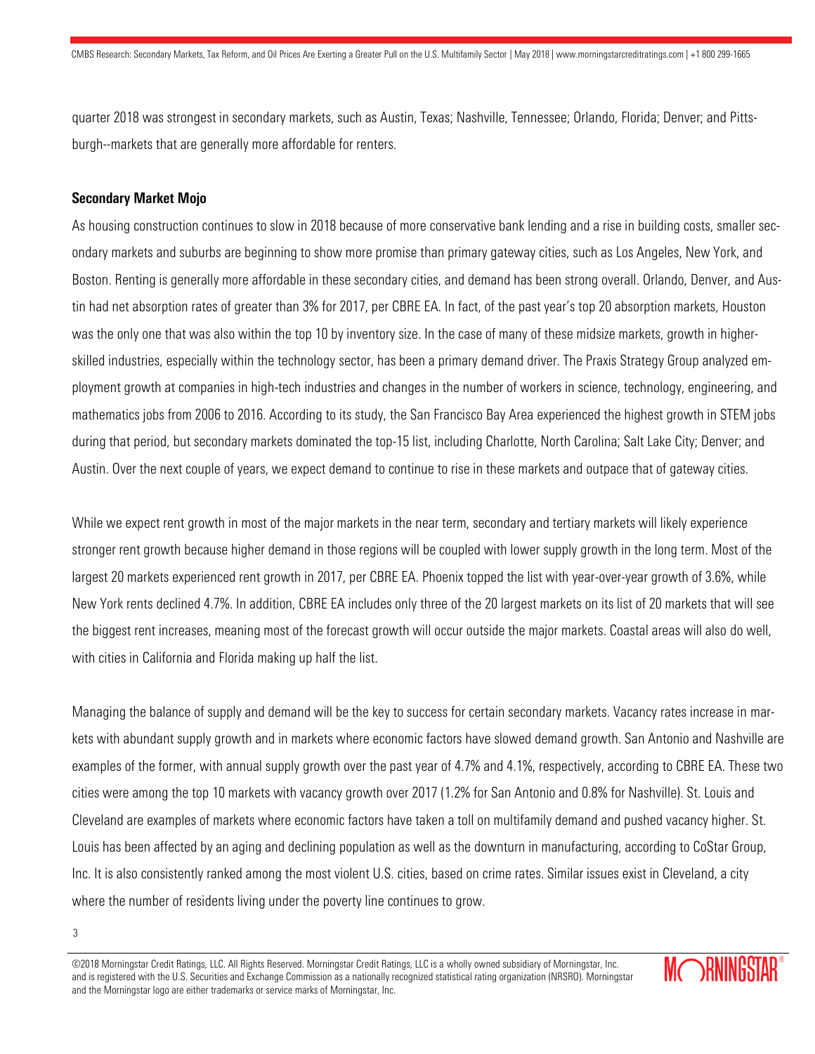quarter 2018 was strongest in secondary markets, such as Austin, Texas; Nashville, Tennessee; Orlando, Florida; Denver; and Pittsburgh--markets that are generally more affordable for renters.

**Secondary Market Mojo**

As housing construction continues to slow in 2018 because of more conservative bank lending and a rise in building costs, smaller secondary markets and suburbs are beginning to show more promise than primary gateway cities, such as Los Angeles, New York, and Boston. Renting is generally more affordable in these secondary cities, and demand has been strong overall. Orlando, Denver, and Austin had net absorption rates of greater than 3% for 2017, per CBRE EA. In fact, of the past year's top 20 absorption markets, Houston was the only one that was also within the top 10 by inventory size. In the case of many of these midsize markets, growth in higher-skilled industries, especially within the technology sector, has been a primary demand driver. The Praxis Strategy Group analyzed employment growth at companies in high-tech industries and changes in the number of workers in science, technology, engineering, and mathematics jobs from 2006 to 2016. According to its study, the San Francisco Bay Area experienced the highest growth in STEM jobs during that period, but secondary markets dominated the top-15 list, including Charlotte, North Carolina; Salt Lake City; Denver; and Austin. Over the next couple of years, we expect demand to continue to rise in these markets and outpace that of gateway cities.

While we expect rent growth in most of the major markets in the near term, secondary and tertiary markets will likely experience stronger rent growth because higher demand in those regions will be coupled with lower supply growth in the long term. Most of the largest 20 markets experienced rent growth in 2017, per CBRE EA. Phoenix topped the list with year-over-year growth of 3.6%, while New York rents declined 4.7%. In addition, CBRE EA includes only three of the 20 largest markets on its list of 20 markets that will see the biggest rent increases, meaning most of the forecast growth will occur outside the major markets. Coastal areas will also do well, with cities in California and Florida making up half the list.

Managing the balance of supply and demand will be the key to success for certain secondary markets. Vacancy rates increase in markets with abundant supply growth and in markets where economic factors have slowed demand growth. San Antonio and Nashville are examples of the former, with annual supply growth over the past year of 4.7% and 4.1%, respectively, according to CBRE EA. These two cities were among the top 10 markets with vacancy growth over 2017 (1.2% for San Antonio and 0.8% for Nashville). St. Louis and Cleveland are examples of markets where economic factors have taken a toll on multifamily demand and pushed vacancy higher. St. Louis has been affected by an aging and declining population as well as the downturn in manufacturing, according to CoStar Group, Inc. It is also consistently ranked among the most violent U.S. cities, based on crime rates. Similar issues exist in Cleveland, a city where the number of residents living under the poverty line continues to grow.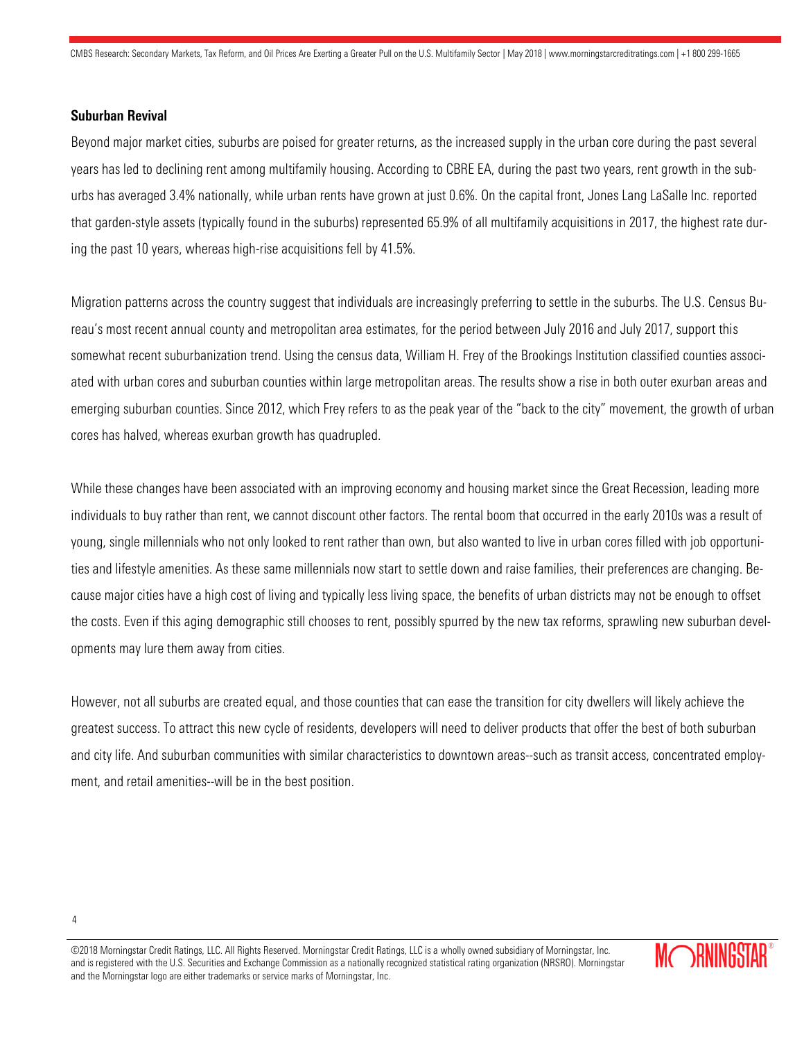## Suburban Revival

Beyond major market cities, suburbs are poised for greater returns, as the increased supply in the urban core during the past several years has led to declining rent among multifamily housing. According to CBRE EA, during the past two years, rent growth in the suburbs has averaged 3.4% nationally, while urban rents have grown at just 0.6%. On the capital front, Jones Lang LaSalle Inc. reported that garden-style assets (typically found in the suburbs) represented 65.9% of all multifamily acquisitions in 2017, the highest rate during the past 10 years, whereas high-rise acquisitions fell by 41.5%.

Migration patterns across the country suggest that individuals are increasingly preferring to settle in the suburbs. The U.S. Census Bureau's most recent annual county and metropolitan area estimates, for the period between July 2016 and July 2017, support this somewhat recent suburbanization trend. Using the census data, William H. Frey of the Brookings Institution classified counties associated with urban cores and suburban counties within large metropolitan areas. The results show a rise in both outer exurban areas and emerging suburban counties. Since 2012, which Frey refers to as the peak year of the "back to the city" movement, the growth of urban cores has halved, whereas exurban growth has quadrupled.

While these changes have been associated with an improving economy and housing market since the Great Recession, leading more individuals to buy rather than rent, we cannot discount other factors. The rental boom that occurred in the early 2010s was a result of young, single millennials who not only looked to rent rather than own, but also wanted to live in urban cores filled with job opportunities and lifestyle amenities. As these same millennials now start to settle down and raise families, their preferences are changing. Because major cities have a high cost of living and typically less living space, the benefits of urban districts may not be enough to offset the costs. Even if this aging demographic still chooses to rent, possibly spurred by the new tax reforms, sprawling new suburban developments may lure them away from cities.

However, not all suburbs are created equal, and those counties that can ease the transition for city dwellers will likely achieve the greatest success. To attract this new cycle of residents, developers will need to deliver products that offer the best of both suburban and city life. And suburban communities with similar characteristics to downtown areas--such as transit access, concentrated employment, and retail amenities--will be in the best position.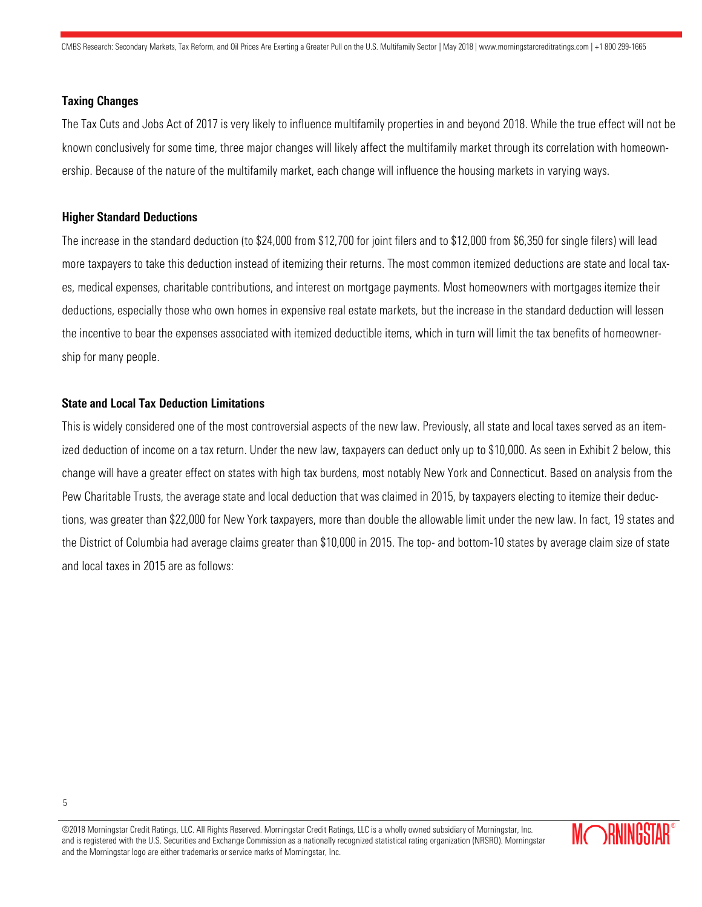### Taxing Changes

The Tax Cuts and Jobs Act of 2017 is very likely to influence multifamily properties in and beyond 2018. While the true effect will not be known conclusively for some time, three major changes will likely affect the multifamily market through its correlation with homeownership. Because of the nature of the multifamily market, each change will influence the housing markets in varying ways.

### Higher Standard Deductions

The increase in the standard deduction (to $24,000 from $12,700 for joint filers and to $12,000 from $6,350 for single filers) will lead more taxpayers to take this deduction instead of itemizing their returns. The most common itemized deductions are state and local taxes, medical expenses, charitable contributions, and interest on mortgage payments. Most homeowners with mortgages itemize their deductions, especially those who own homes in expensive real estate markets, but the increase in the standard deduction will lessen the incentive to bear the expenses associated with itemized deductible items, which in turn will limit the tax benefits of homeownership for many people.

### State and Local Tax Deduction Limitations

This is widely considered one of the most controversial aspects of the new law. Previously, all state and local taxes served as an itemized deduction of income on a tax return. Under the new law, taxpayers can deduct only up to $10,000. As seen in Exhibit 2 below, this change will have a greater effect on states with high tax burdens, most notably New York and Connecticut. Based on analysis from the Pew Charitable Trusts, the average state and local deduction that was claimed in 2015, by taxpayers electing to itemize their deductions, was greater than $22,000 for New York taxpayers, more than double the allowable limit under the new law. In fact, 19 states and the District of Columbia had average claims greater than $10,000 in 2015. The top- and bottom-10 states by average claim size of state and local taxes in 2015 are as follows: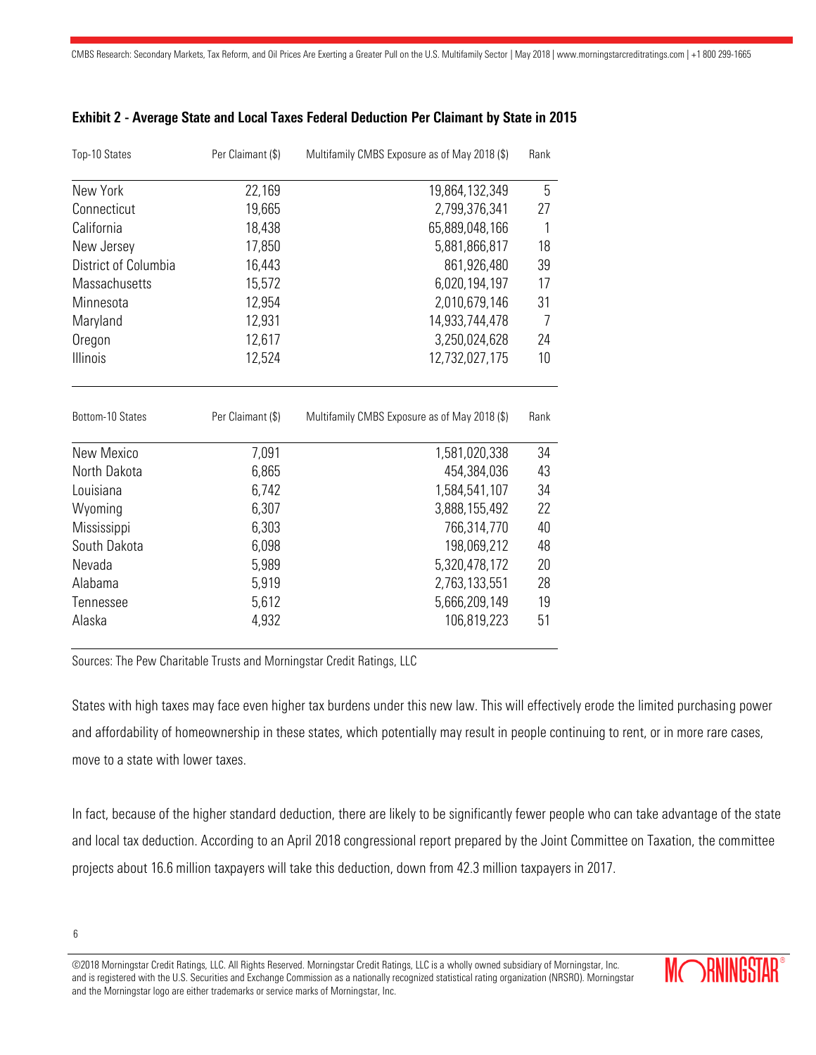**Exhibit 2 - Average State and Local Taxes Federal Deduction Per Claimant by State in 2015**

| Top-10 States | Per Claimant ($) | Multifamily CMBS Exposure as of May 2018 ($) | Rank |
|---|---|---|---|
| New York | 22,169 | 19,864,132,349 | 5 |
| Connecticut | 19,665 | 2,799,376,341 | 27 |
| California | 18,438 | 65,889,048,166 | 1 |
| New Jersey | 17,850 | 5,881,866,817 | 18 |
| District of Columbia | 16,443 | 861,926,480 | 39 |
| Massachusetts | 15,572 | 6,020,194,197 | 17 |
| Minnesota | 12,954 | 2,010,679,146 | 31 |
| Maryland | 12,931 | 14,933,744,478 | 7 |
| Oregon | 12,617 | 3,250,024,628 | 24 |
| Illinois | 12,524 | 12,732,027,175 | 10 |

| Bottom-10 States | Per Claimant ($) | Multifamily CMBS Exposure as of May 2018 ($) | Rank |
|---|---|---|---|
| New Mexico | 7,091 | 1,581,020,338 | 34 |
| North Dakota | 6,865 | 454,384,036 | 43 |
| Louisiana | 6,742 | 1,584,541,107 | 34 |
| Wyoming | 6,307 | 3,888,155,492 | 22 |
| Mississippi | 6,303 | 766,314,770 | 40 |
| South Dakota | 6,098 | 198,069,212 | 48 |
| Nevada | 5,989 | 5,320,478,172 | 20 |
| Alabama | 5,919 | 2,763,133,551 | 28 |
| Tennessee | 5,612 | 5,666,209,149 | 19 |
| Alaska | 4,932 | 106,819,223 | 51 |

Sources: The Pew Charitable Trusts and Morningstar Credit Ratings, LLC

States with high taxes may face even higher tax burdens under this new law. This will effectively erode the limited purchasing power and affordability of homeownership in these states, which potentially may result in people continuing to rent, or in more rare cases, move to a state with lower taxes.

In fact, because of the higher standard deduction, there are likely to be significantly fewer people who can take advantage of the state and local tax deduction. According to an April 2018 congressional report prepared by the Joint Committee on Taxation, the committee projects about 16.6 million taxpayers will take this deduction, down from 42.3 million taxpayers in 2017.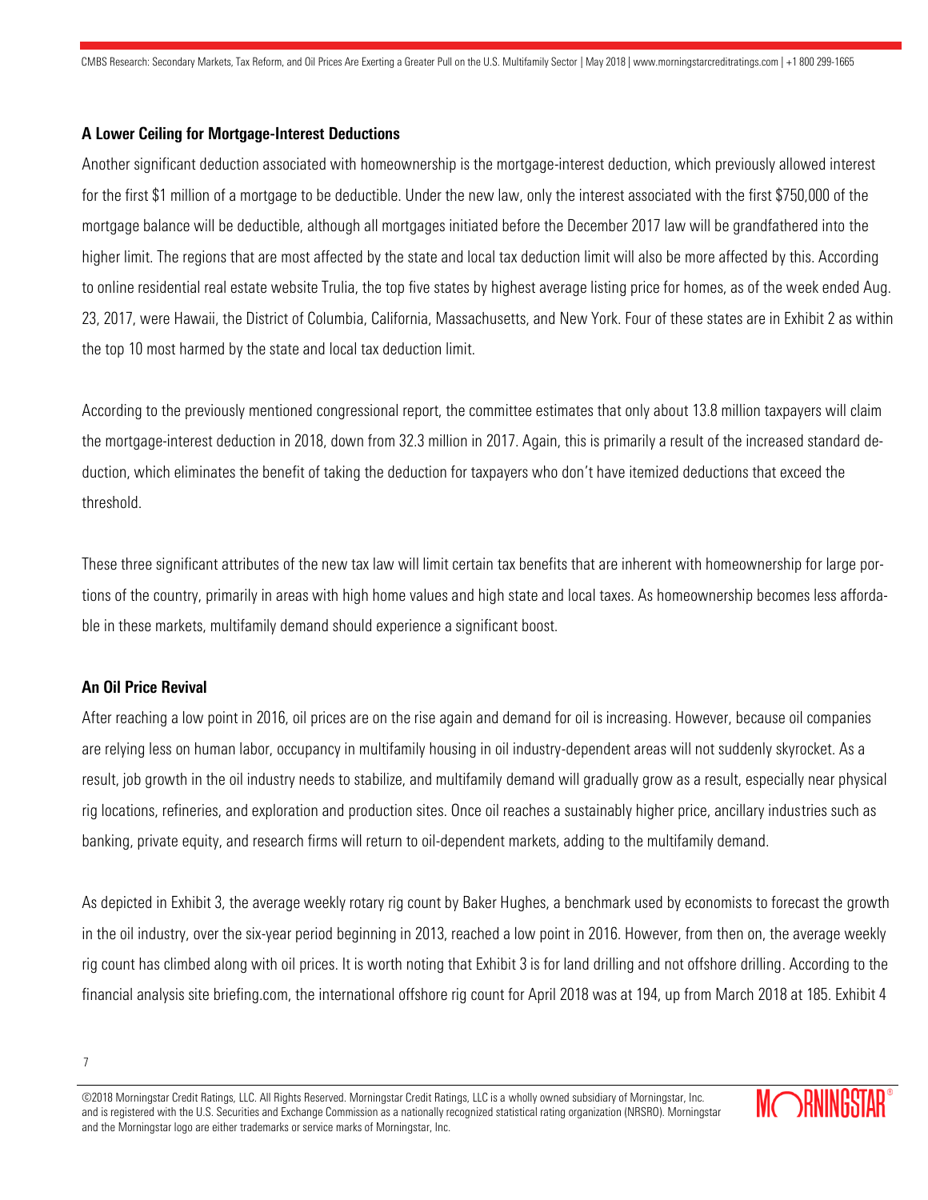### A Lower Ceiling for Mortgage-Interest Deductions

Another significant deduction associated with homeownership is the mortgage-interest deduction, which previously allowed interest for the first $1 million of a mortgage to be deductible. Under the new law, only the interest associated with the first $750,000 of the mortgage balance will be deductible, although all mortgages initiated before the December 2017 law will be grandfathered into the higher limit. The regions that are most affected by the state and local tax deduction limit will also be more affected by this. According to online residential real estate website Trulia, the top five states by highest average listing price for homes, as of the week ended Aug. 23, 2017, were Hawaii, the District of Columbia, California, Massachusetts, and New York. Four of these states are in Exhibit 2 as within the top 10 most harmed by the state and local tax deduction limit.

According to the previously mentioned congressional report, the committee estimates that only about 13.8 million taxpayers will claim the mortgage-interest deduction in 2018, down from 32.3 million in 2017. Again, this is primarily a result of the increased standard deduction, which eliminates the benefit of taking the deduction for taxpayers who don't have itemized deductions that exceed the threshold.

These three significant attributes of the new tax law will limit certain tax benefits that are inherent with homeownership for large portions of the country, primarily in areas with high home values and high state and local taxes. As homeownership becomes less affordable in these markets, multifamily demand should experience a significant boost.

### An Oil Price Revival

After reaching a low point in 2016, oil prices are on the rise again and demand for oil is increasing. However, because oil companies are relying less on human labor, occupancy in multifamily housing in oil industry-dependent areas will not suddenly skyrocket. As a result, job growth in the oil industry needs to stabilize, and multifamily demand will gradually grow as a result, especially near physical rig locations, refineries, and exploration and production sites. Once oil reaches a sustainably higher price, ancillary industries such as banking, private equity, and research firms will return to oil-dependent markets, adding to the multifamily demand.

As depicted in Exhibit 3, the average weekly rotary rig count by Baker Hughes, a benchmark used by economists to forecast the growth in the oil industry, over the six-year period beginning in 2013, reached a low point in 2016. However, from then on, the average weekly rig count has climbed along with oil prices. It is worth noting that Exhibit 3 is for land drilling and not offshore drilling. According to the financial analysis site briefing.com, the international offshore rig count for April 2018 was at 194, up from March 2018 at 185. Exhibit 4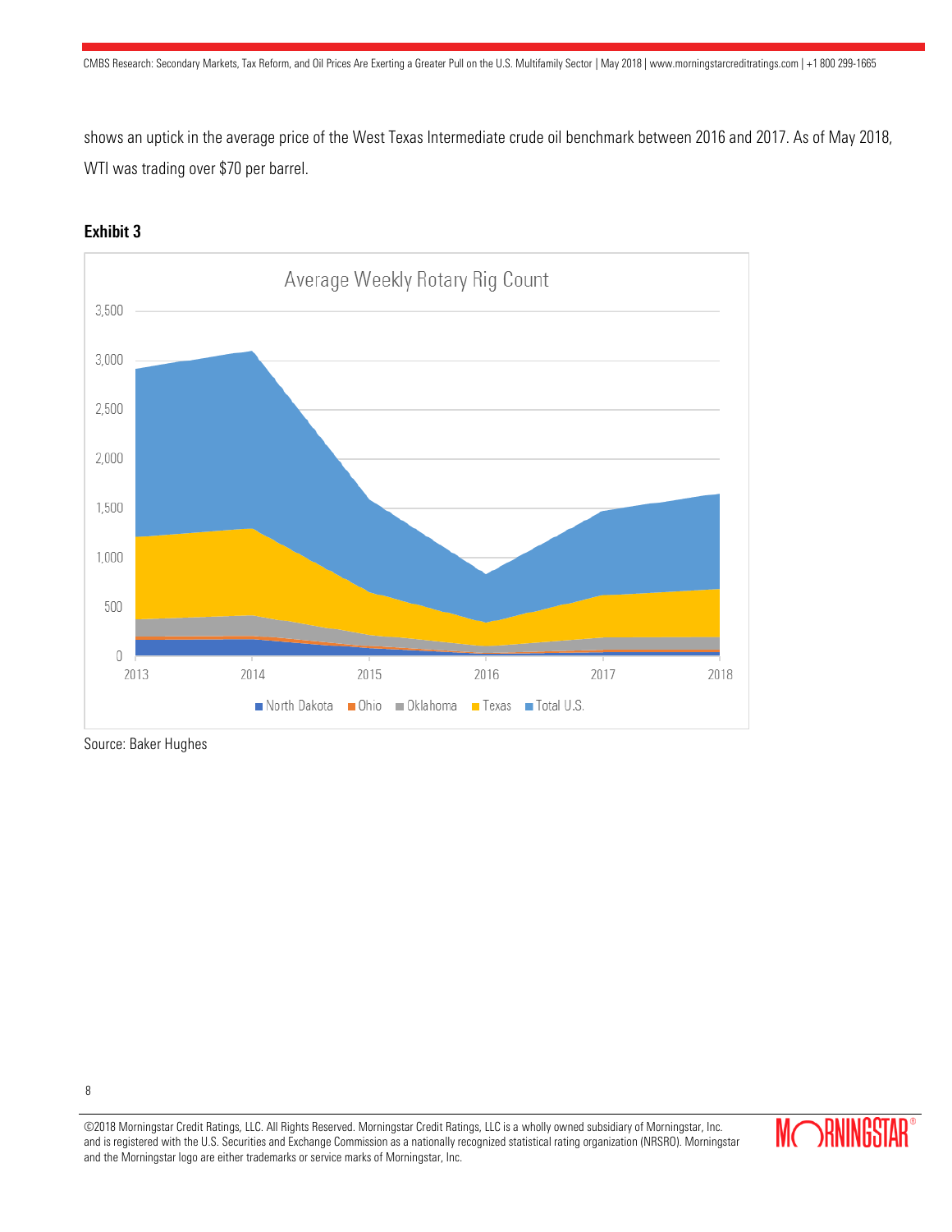shows an uptick in the average price of the West Texas Intermediate crude oil benchmark between 2016 and 2017. As of May 2018, WTI was trading over $70 per barrel.

**Exhibit 3**

Average Weekly Rotary Rig Count

Source: Baker Hughes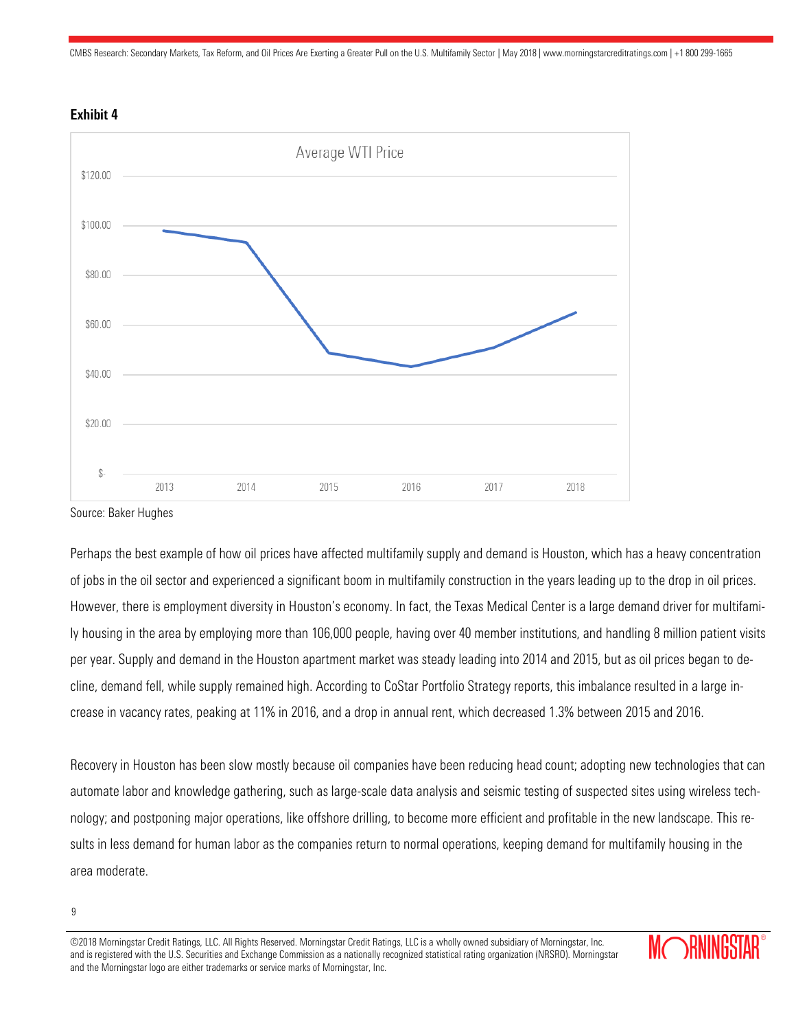**Exhibit 4**

Average WTI Price

Source: Baker Hughes

Perhaps the best example of how oil prices have affected multifamily supply and demand is Houston, which has a heavy concentration of jobs in the oil sector and experienced a significant boom in multifamily construction in the years leading up to the drop in oil prices. However, there is employment diversity in Houston's economy. In fact, the Texas Medical Center is a large demand driver for multifamily housing in the area by employing more than 106,000 people, having over 40 member institutions, and handling 8 million patient visits per year. Supply and demand in the Houston apartment market was steady leading into 2014 and 2015, but as oil prices began to decline, demand fell, while supply remained high. According to CoStar Portfolio Strategy reports, this imbalance resulted in a large increase in vacancy rates, peaking at 11% in 2016, and a drop in annual rent, which decreased 1.3% between 2015 and 2016.

Recovery in Houston has been slow mostly because oil companies have been reducing head count; adopting new technologies that can automate labor and knowledge gathering, such as large-scale data analysis and seismic testing of suspected sites using wireless technology; and postponing major operations, like offshore drilling, to become more efficient and profitable in the new landscape. This results in less demand for human labor as the companies return to normal operations, keeping demand for multifamily housing in the area moderate.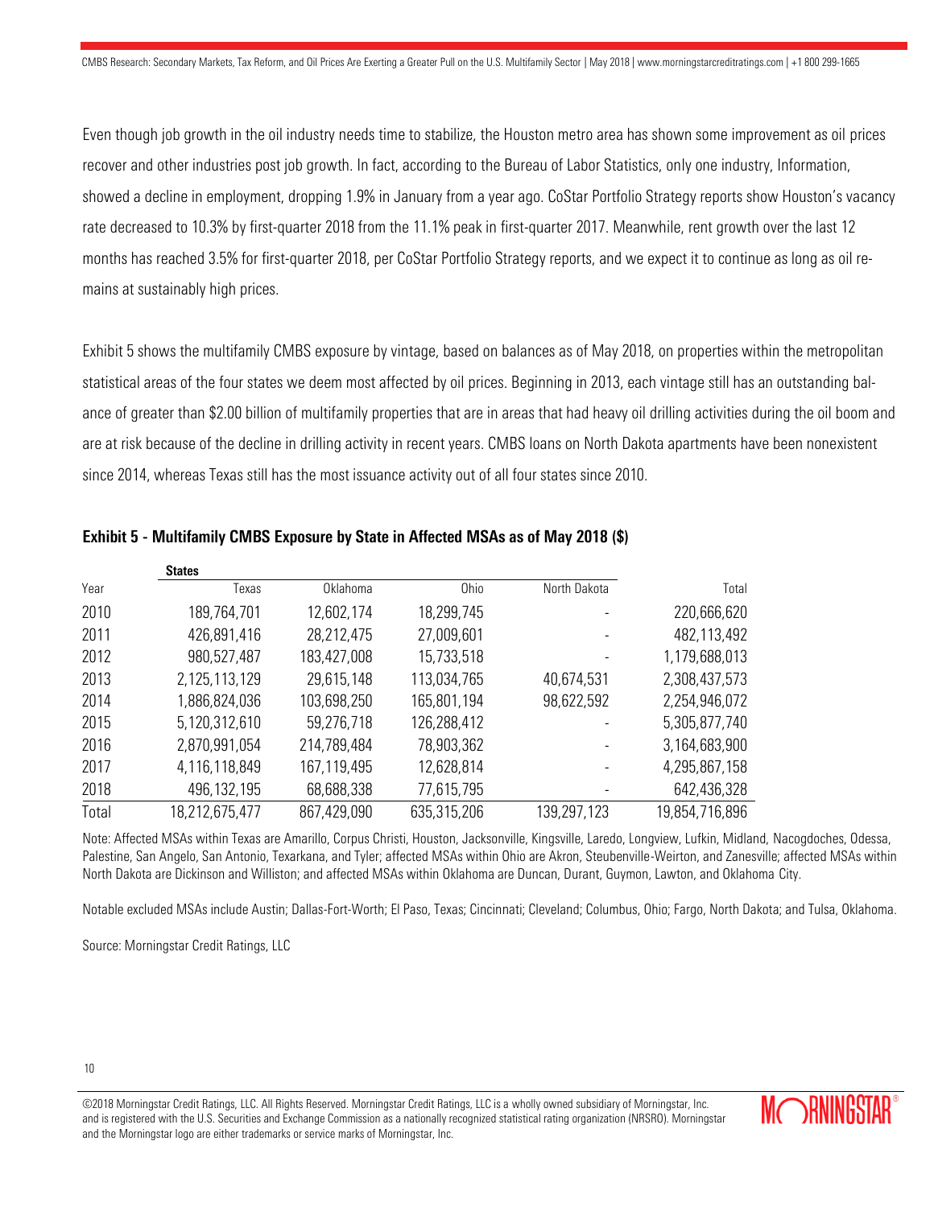Even though job growth in the oil industry needs time to stabilize, the Houston metro area has shown some improvement as oil prices recover and other industries post job growth. In fact, according to the Bureau of Labor Statistics, only one industry, Information, showed a decline in employment, dropping 1.9% in January from a year ago. CoStar Portfolio Strategy reports show Houston's vacancy rate decreased to 10.3% by first-quarter 2018 from the 11.1% peak in first-quarter 2017. Meanwhile, rent growth over the last 12 months has reached 3.5% for first-quarter 2018, per CoStar Portfolio Strategy reports, and we expect it to continue as long as oil remains at sustainably high prices.

Exhibit 5 shows the multifamily CMBS exposure by vintage, based on balances as of May 2018, on properties within the metropolitan statistical areas of the four states we deem most affected by oil prices. Beginning in 2013, each vintage still has an outstanding balance of greater than $2.00 billion of multifamily properties that are in areas that had heavy oil drilling activities during the oil boom and are at risk because of the decline in drilling activity in recent years. CMBS loans on North Dakota apartments have been nonexistent since 2014, whereas Texas still has the most issuance activity out of all four states since 2010.

**Exhibit 5 - Multifamily CMBS Exposure by State in Affected MSAs as of May 2018 ($)**

| | **States** | | | | |
|---|---|---|---|---|---|
| Year | Texas | Oklahoma | Ohio | North Dakota | Total |
| 2010 | 189,764,701 | 12,602,174 | 18,299,745 | - | 220,666,620 |
| 2011 | 426,891,416 | 28,212,475 | 27,009,601 | - | 482,113,492 |
| 2012 | 980,527,487 | 183,427,008 | 15,733,518 | - | 1,179,688,013 |
| 2013 | 2,125,113,129 | 29,615,148 | 113,034,765 | 40,674,531 | 2,308,437,573 |
| 2014 | 1,886,824,036 | 103,698,250 | 165,801,194 | 98,622,592 | 2,254,946,072 |
| 2015 | 5,120,312,610 | 59,276,718 | 126,288,412 | - | 5,305,877,740 |
| 2016 | 2,870,991,054 | 214,789,484 | 78,903,362 | - | 3,164,683,900 |
| 2017 | 4,116,118,849 | 167,119,495 | 12,628,814 | - | 4,295,867,158 |
| 2018 | 496,132,195 | 68,688,338 | 77,615,795 | - | 642,436,328 |
| Total | 18,212,675,477 | 867,429,090 | 635,315,206 | 139,297,123 | 19,854,716,896 |

Note: Affected MSAs within Texas are Amarillo, Corpus Christi, Houston, Jacksonville, Kingsville, Laredo, Longview, Lufkin, Midland, Nacogdoches, Odessa, Palestine, San Angelo, San Antonio, Texarkana, and Tyler; affected MSAs within Ohio are Akron, Steubenville-Weirton, and Zanesville; affected MSAs within North Dakota are Dickinson and Williston; and affected MSAs within Oklahoma are Duncan, Durant, Guymon, Lawton, and Oklahoma City.

Notable excluded MSAs include Austin; Dallas-Fort-Worth; El Paso, Texas; Cincinnati; Cleveland; Columbus, Ohio; Fargo, North Dakota; and Tulsa, Oklahoma.

Source: Morningstar Credit Ratings, LLC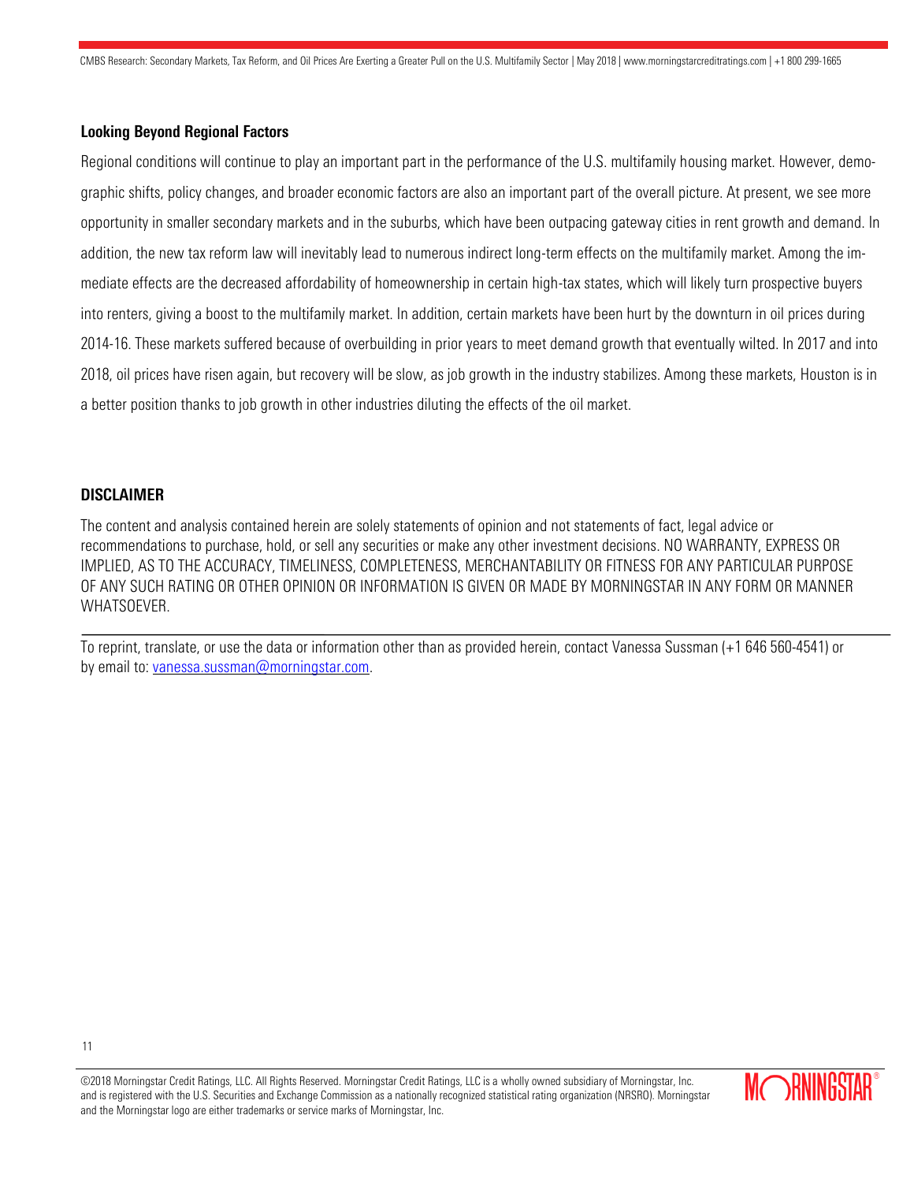## Looking Beyond Regional Factors

Regional conditions will continue to play an important part in the performance of the U.S. multifamily housing market. However, demographic shifts, policy changes, and broader economic factors are also an important part of the overall picture. At present, we see more opportunity in smaller secondary markets and in the suburbs, which have been outpacing gateway cities in rent growth and demand. In addition, the new tax reform law will inevitably lead to numerous indirect long-term effects on the multifamily market. Among the immediate effects are the decreased affordability of homeownership in certain high-tax states, which will likely turn prospective buyers into renters, giving a boost to the multifamily market. In addition, certain markets have been hurt by the downturn in oil prices during 2014-16. These markets suffered because of overbuilding in prior years to meet demand growth that eventually wilted. In 2017 and into 2018, oil prices have risen again, but recovery will be slow, as job growth in the industry stabilizes. Among these markets, Houston is in a better position thanks to job growth in other industries diluting the effects of the oil market.

## DISCLAIMER

The content and analysis contained herein are solely statements of opinion and not statements of fact, legal advice or recommendations to purchase, hold, or sell any securities or make any other investment decisions. NO WARRANTY, EXPRESS OR IMPLIED, AS TO THE ACCURACY, TIMELINESS, COMPLETENESS, MERCHANTABILITY OR FITNESS FOR ANY PARTICULAR PURPOSE OF ANY SUCH RATING OR OTHER OPINION OR INFORMATION IS GIVEN OR MADE BY MORNINGSTAR IN ANY FORM OR MANNER WHATSOEVER.

To reprint, translate, or use the data or information other than as provided herein, contact Vanessa Sussman (+1 646 560-4541) or by email to: vanessa.sussman@morningstar.com.

©2018 Morningstar Credit Ratings, LLC. All Rights Reserved. Morningstar Credit Ratings, LLC is a wholly owned subsidiary of Morningstar, Inc. and is registered with the U.S. Securities and Exchange Commission as a nationally recognized statistical rating organization (NRSRO). Morningstar and the Morningstar logo are either trademarks or service marks of Morningstar, Inc.